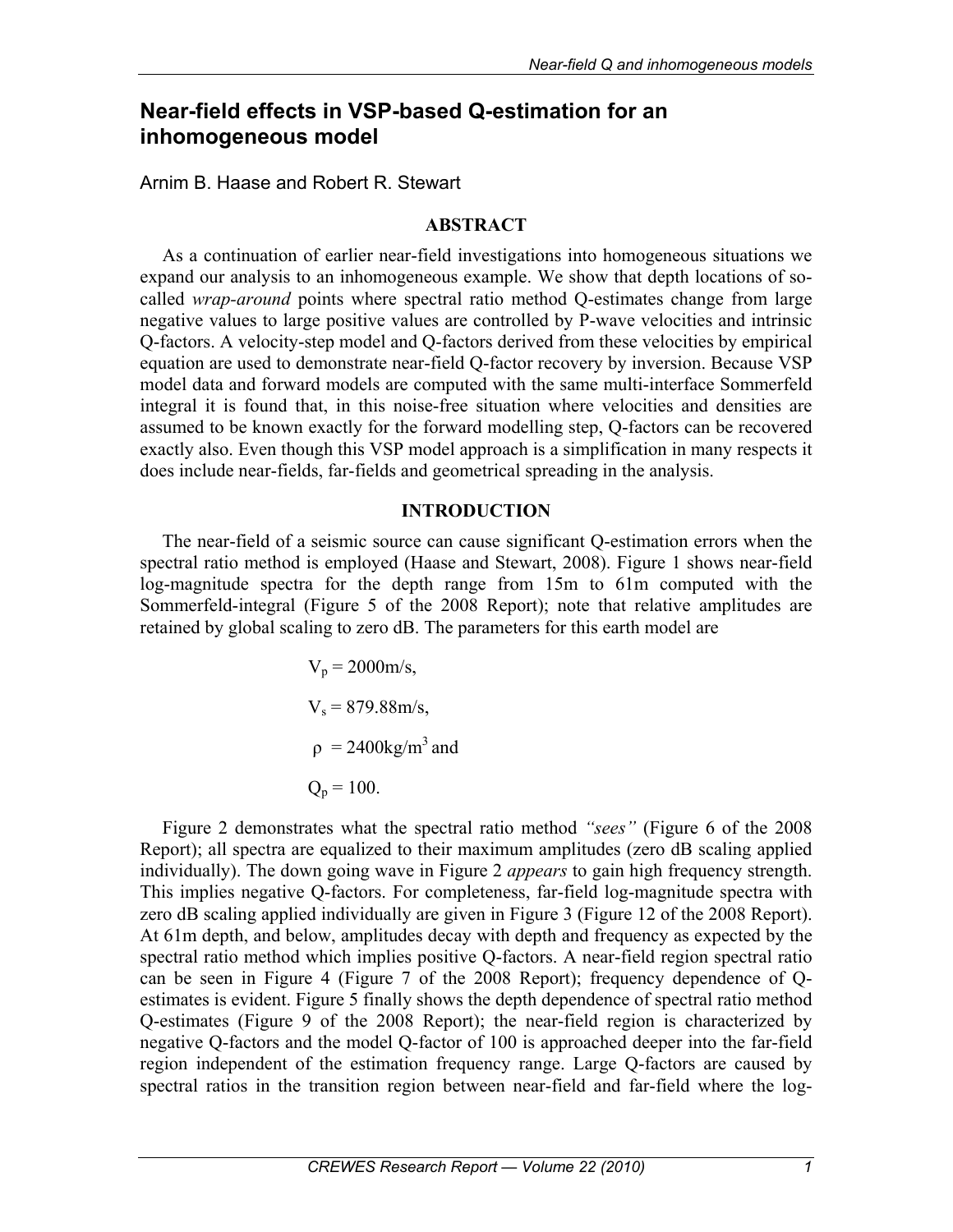# Near-field effects in VSP-based Q-estimation for an inhomogeneous model

Arnim B. Haase and Robert R. Stewart

## ABSTRACT

As a continuation of earlier near-field investigations into homogeneous situations we expand our analysis to an inhomogeneous example. We show that depth locations of so-called *wrap-around* points where spectral ratio method Q-estimates change from large negative values to large positive values are controlled by P-wave velocities and intrinsic Q-factors. A velocity-step model and Q-factors derived from these velocities by empirical equation are used to demonstrate near-field Q-factor recovery by inversion. Because VSP model data and forward models are computed with the same multi-interface Sommerfeld integral it is found that, in this noise-free situation where velocities and densities are assumed to be known exactly for the forward modelling step, Q-factors can be recovered exactly also. Even though this VSP model approach is a simplification in many respects it does include near-fields, far-fields and geometrical spreading in the analysis.

## INTRODUCTION

The near-field of a seismic source can cause significant Q-estimation errors when the spectral ratio method is employed (Haase and Stewart, 2008). Figure 1 shows near-field log-magnitude spectra for the depth range from 15m to 61m computed with the Sommerfeld-integral (Figure 5 of the 2008 Report); note that relative amplitudes are retained by global scaling to zero dB. The parameters for this earth model are

$V_p$ = 2000m/s,

$V_s$ = 879.88m/s,

$\rho$ = 2400kg/m$^3$ and

$Q_p$ = 100.

Figure 2 demonstrates what the spectral ratio method *"sees"* (Figure 6 of the 2008 Report); all spectra are equalized to their maximum amplitudes (zero dB scaling applied individually). The down going wave in Figure 2 *appears* to gain high frequency strength. This implies negative Q-factors. For completeness, far-field log-magnitude spectra with zero dB scaling applied individually are given in Figure 3 (Figure 12 of the 2008 Report). At 61m depth, and below, amplitudes decay with depth and frequency as expected by the spectral ratio method which implies positive Q-factors. A near-field region spectral ratio can be seen in Figure 4 (Figure 7 of the 2008 Report); frequency dependence of Q-estimates is evident. Figure 5 finally shows the depth dependence of spectral ratio method Q-estimates (Figure 9 of the 2008 Report); the near-field region is characterized by negative Q-factors and the model Q-factor of 100 is approached deeper into the far-field region independent of the estimation frequency range. Large Q-factors are caused by spectral ratios in the transition region between near-field and far-field where the log-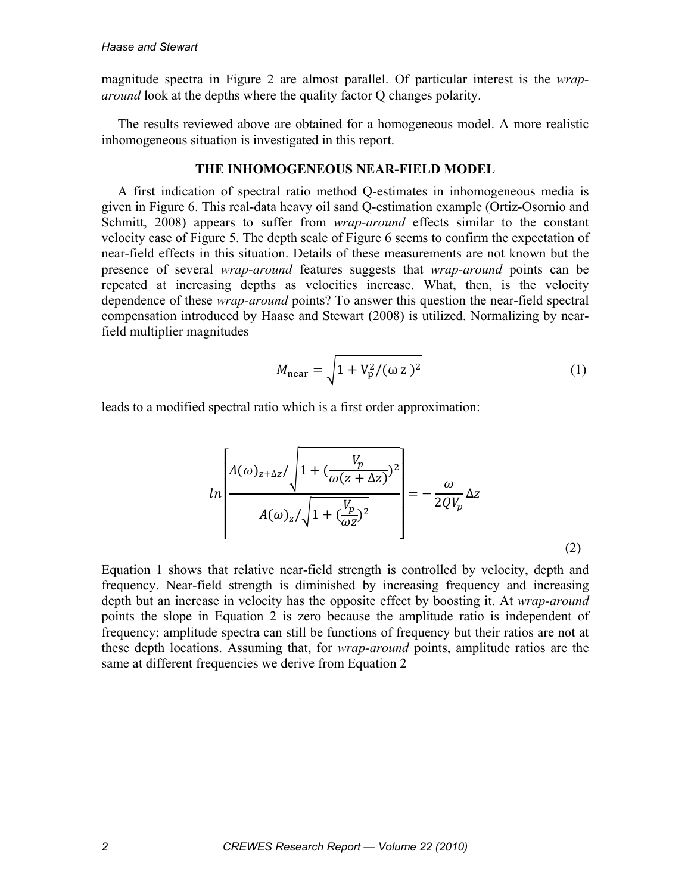magnitude spectra in Figure 2 are almost parallel. Of particular interest is the *wrap-around* look at the depths where the quality factor Q changes polarity.

The results reviewed above are obtained for a homogeneous model. A more realistic inhomogeneous situation is investigated in this report.

## THE INHOMOGENEOUS NEAR-FIELD MODEL

A first indication of spectral ratio method Q-estimates in inhomogeneous media is given in Figure 6. This real-data heavy oil sand Q-estimation example (Ortiz-Osornio and Schmitt, 2008) appears to suffer from *wrap-around* effects similar to the constant velocity case of Figure 5. The depth scale of Figure 6 seems to confirm the expectation of near-field effects in this situation. Details of these measurements are not known but the presence of several *wrap-around* features suggests that *wrap-around* points can be repeated at increasing depths as velocities increase. What, then, is the velocity dependence of these *wrap-around* points? To answer this question the near-field spectral compensation introduced by Haase and Stewart (2008) is utilized. Normalizing by near-field multiplier magnitudes

$$M_{\text{near}} = \sqrt{1 + V_p^2/(\omega\, z\,)^2} \tag{1}$$

leads to a modified spectral ratio which is a first order approximation:

$$ln\left[\frac{A(\omega)_{z+\Delta z}/\sqrt{1+(\frac{V_p}{\omega(z+\Delta z)})^2}}{A(\omega)_z/\sqrt{1+(\frac{V_p}{\omega z})^2}}\right] = -\frac{\omega}{2QV_p}\Delta z \tag{2}$$

Equation 1 shows that relative near-field strength is controlled by velocity, depth and frequency. Near-field strength is diminished by increasing frequency and increasing depth but an increase in velocity has the opposite effect by boosting it. At *wrap-around* points the slope in Equation 2 is zero because the amplitude ratio is independent of frequency; amplitude spectra can still be functions of frequency but their ratios are not at these depth locations. Assuming that, for *wrap-around* points, amplitude ratios are the same at different frequencies we derive from Equation 2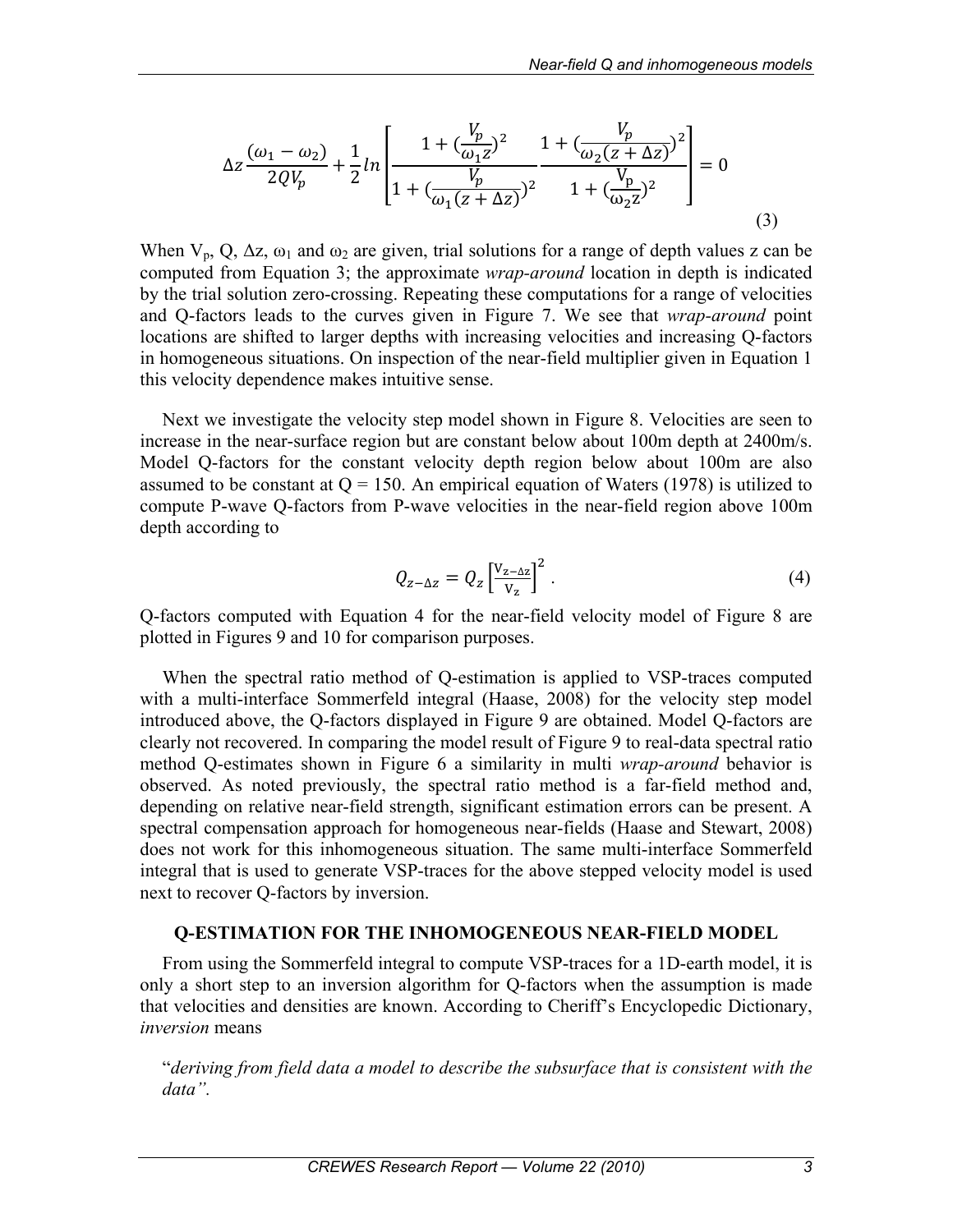$$\Delta z \frac{(\omega_1 - \omega_2)}{2QV_p} + \frac{1}{2} ln \left[ \frac{1 + (\frac{V_p}{\omega_1 z})^2}{1 + (\frac{V_p}{\omega_1 (z + \Delta z)})^2} \frac{1 + (\frac{V_p}{\omega_2 (z + \Delta z)})^2}{1 + (\frac{V_p}{\omega_2 z})^2} \right] = 0 \tag{3}$$

When $V_p$, Q, $\Delta z$, $\omega_1$ and $\omega_2$ are given, trial solutions for a range of depth values z can be computed from Equation 3; the approximate *wrap-around* location in depth is indicated by the trial solution zero-crossing. Repeating these computations for a range of velocities and Q-factors leads to the curves given in Figure 7. We see that *wrap-around* point locations are shifted to larger depths with increasing velocities and increasing Q-factors in homogeneous situations. On inspection of the near-field multiplier given in Equation 1 this velocity dependence makes intuitive sense.

Next we investigate the velocity step model shown in Figure 8. Velocities are seen to increase in the near-surface region but are constant below about 100m depth at 2400m/s. Model Q-factors for the constant velocity depth region below about 100m are also assumed to be constant at Q = 150. An empirical equation of Waters (1978) is utilized to compute P-wave Q-factors from P-wave velocities in the near-field region above 100m depth according to

$$Q_{z-\Delta z} = Q_z \left[ \frac{V_{z-\Delta z}}{V_z} \right]^2 . \tag{4}$$

Q-factors computed with Equation 4 for the near-field velocity model of Figure 8 are plotted in Figures 9 and 10 for comparison purposes.

When the spectral ratio method of Q-estimation is applied to VSP-traces computed with a multi-interface Sommerfeld integral (Haase, 2008) for the velocity step model introduced above, the Q-factors displayed in Figure 9 are obtained. Model Q-factors are clearly not recovered. In comparing the model result of Figure 9 to real-data spectral ratio method Q-estimates shown in Figure 6 a similarity in multi *wrap-around* behavior is observed. As noted previously, the spectral ratio method is a far-field method and, depending on relative near-field strength, significant estimation errors can be present. A spectral compensation approach for homogeneous near-fields (Haase and Stewart, 2008) does not work for this inhomogeneous situation. The same multi-interface Sommerfeld integral that is used to generate VSP-traces for the above stepped velocity model is used next to recover Q-factors by inversion.

## Q-ESTIMATION FOR THE INHOMOGENEOUS NEAR-FIELD MODEL

From using the Sommerfeld integral to compute VSP-traces for a 1D-earth model, it is only a short step to an inversion algorithm for Q-factors when the assumption is made that velocities and densities are known. According to Cheriff's Encyclopedic Dictionary, *inversion* means

"*deriving from field data a model to describe the subsurface that is consistent with the data"*.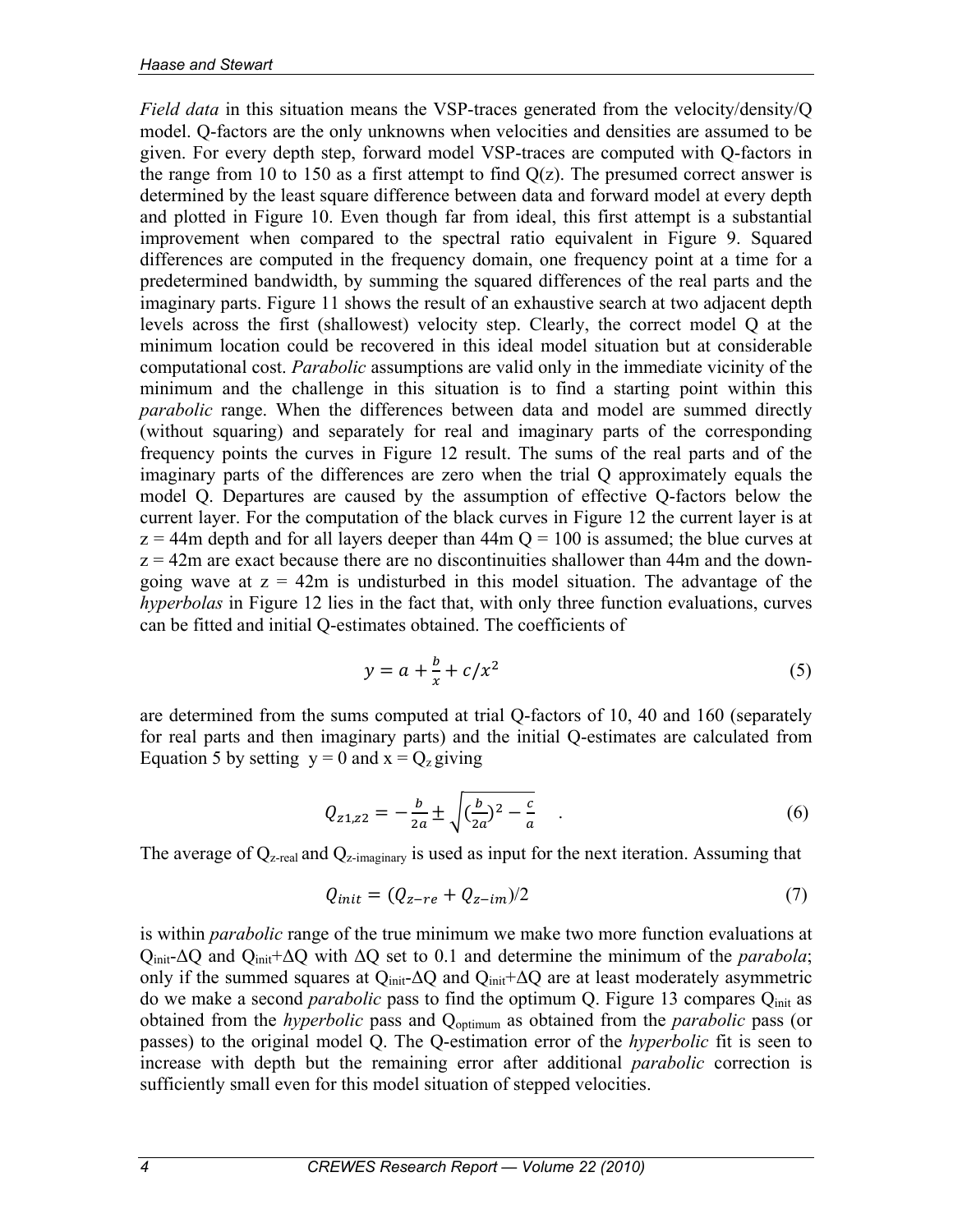*Field data* in this situation means the VSP-traces generated from the velocity/density/Q model. Q-factors are the only unknowns when velocities and densities are assumed to be given. For every depth step, forward model VSP-traces are computed with Q-factors in the range from 10 to 150 as a first attempt to find Q(z). The presumed correct answer is determined by the least square difference between data and forward model at every depth and plotted in Figure 10. Even though far from ideal, this first attempt is a substantial improvement when compared to the spectral ratio equivalent in Figure 9. Squared differences are computed in the frequency domain, one frequency point at a time for a predetermined bandwidth, by summing the squared differences of the real parts and the imaginary parts. Figure 11 shows the result of an exhaustive search at two adjacent depth levels across the first (shallowest) velocity step. Clearly, the correct model Q at the minimum location could be recovered in this ideal model situation but at considerable computational cost. *Parabolic* assumptions are valid only in the immediate vicinity of the minimum and the challenge in this situation is to find a starting point within this *parabolic* range. When the differences between data and model are summed directly (without squaring) and separately for real and imaginary parts of the corresponding frequency points the curves in Figure 12 result. The sums of the real parts and of the imaginary parts of the differences are zero when the trial Q approximately equals the model Q. Departures are caused by the assumption of effective Q-factors below the current layer. For the computation of the black curves in Figure 12 the current layer is at z = 44m depth and for all layers deeper than 44m Q = 100 is assumed; the blue curves at z = 42m are exact because there are no discontinuities shallower than 44m and the down-going wave at z = 42m is undisturbed in this model situation. The advantage of the *hyperbolas* in Figure 12 lies in the fact that, with only three function evaluations, curves can be fitted and initial Q-estimates obtained. The coefficients of

$$y = a + \frac{b}{x} + c/x^2 \tag{5}$$

are determined from the sums computed at trial Q-factors of 10, 40 and 160 (separately for real parts and then imaginary parts) and the initial Q-estimates are calculated from Equation 5 by setting y = 0 and x = $Q_z$ giving

$$Q_{z1,z2} = -\frac{b}{2a} \pm \sqrt{(\frac{b}{2a})^2 - \frac{c}{a}} \quad . \tag{6}$$

The average of $Q_{z\text{-real}}$ and $Q_{z\text{-imaginary}}$ is used as input for the next iteration. Assuming that

$$Q_{init} = (Q_{z-re} + Q_{z-im})/2 \tag{7}$$

is within *parabolic* range of the true minimum we make two more function evaluations at $Q_{init}$-ΔQ and $Q_{init}$+ΔQ with ΔQ set to 0.1 and determine the minimum of the *parabola*; only if the summed squares at $Q_{init}$-ΔQ and $Q_{init}$+ΔQ are at least moderately asymmetric do we make a second *parabolic* pass to find the optimum Q. Figure 13 compares $Q_{init}$ as obtained from the *hyperbolic* pass and $Q_{optimum}$ as obtained from the *parabolic* pass (or passes) to the original model Q. The Q-estimation error of the *hyperbolic* fit is seen to increase with depth but the remaining error after additional *parabolic* correction is sufficiently small even for this model situation of stepped velocities.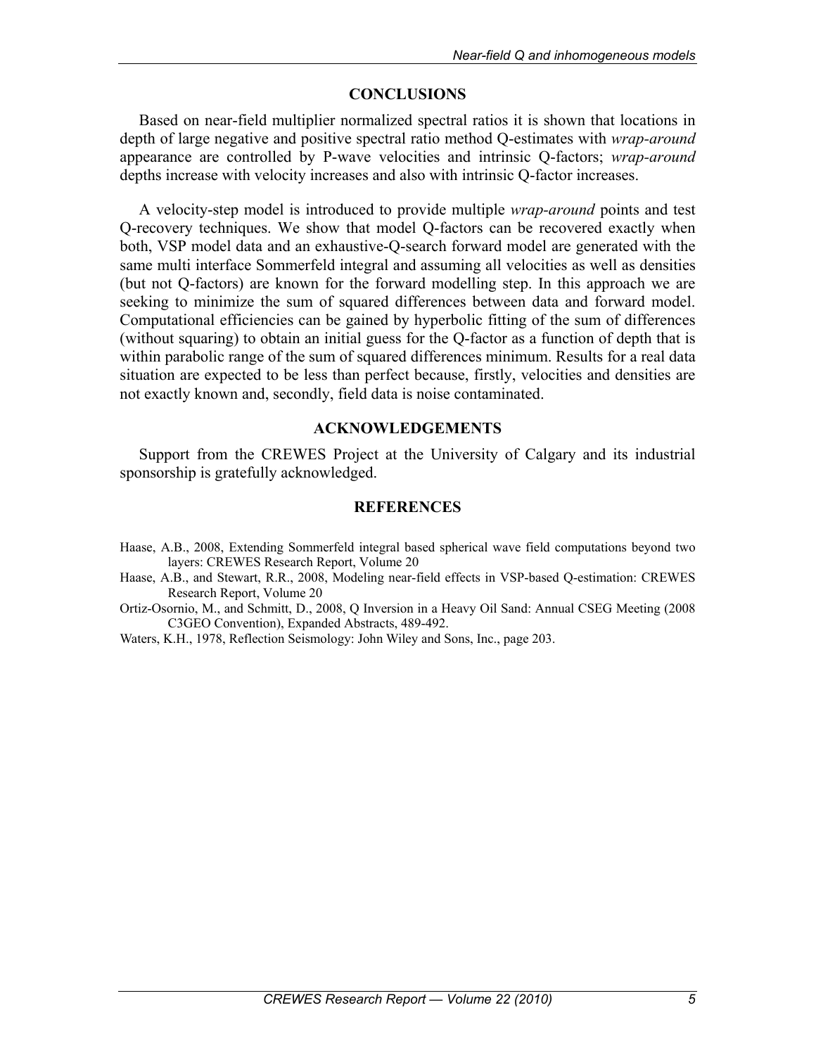## CONCLUSIONS

Based on near-field multiplier normalized spectral ratios it is shown that locations in depth of large negative and positive spectral ratio method Q-estimates with *wrap-around* appearance are controlled by P-wave velocities and intrinsic Q-factors; *wrap-around* depths increase with velocity increases and also with intrinsic Q-factor increases.

A velocity-step model is introduced to provide multiple *wrap-around* points and test Q-recovery techniques. We show that model Q-factors can be recovered exactly when both, VSP model data and an exhaustive-Q-search forward model are generated with the same multi interface Sommerfeld integral and assuming all velocities as well as densities (but not Q-factors) are known for the forward modelling step. In this approach we are seeking to minimize the sum of squared differences between data and forward model. Computational efficiencies can be gained by hyperbolic fitting of the sum of differences (without squaring) to obtain an initial guess for the Q-factor as a function of depth that is within parabolic range of the sum of squared differences minimum. Results for a real data situation are expected to be less than perfect because, firstly, velocities and densities are not exactly known and, secondly, field data is noise contaminated.

## ACKNOWLEDGEMENTS

Support from the CREWES Project at the University of Calgary and its industrial sponsorship is gratefully acknowledged.

## REFERENCES

Haase, A.B., 2008, Extending Sommerfeld integral based spherical wave field computations beyond two layers: CREWES Research Report, Volume 20

Haase, A.B., and Stewart, R.R., 2008, Modeling near-field effects in VSP-based Q-estimation: CREWES Research Report, Volume 20

Ortiz-Osornio, M., and Schmitt, D., 2008, Q Inversion in a Heavy Oil Sand: Annual CSEG Meeting (2008 C3GEO Convention), Expanded Abstracts, 489-492.

Waters, K.H., 1978, Reflection Seismology: John Wiley and Sons, Inc., page 203.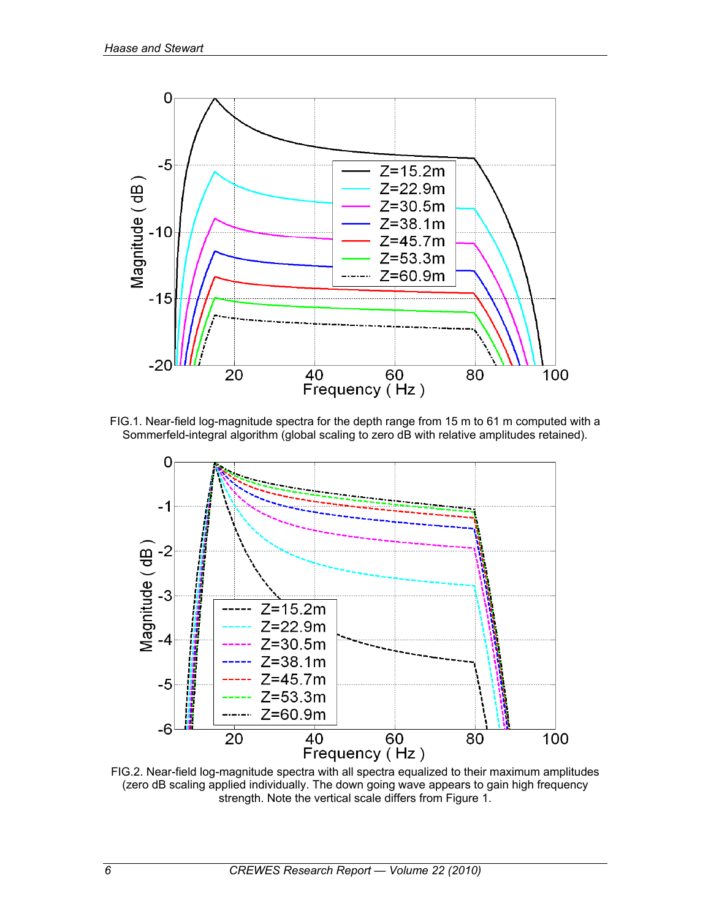FIG.1. Near-field log-magnitude spectra for the depth range from 15 m to 61 m computed with a Sommerfeld-integral algorithm (global scaling to zero dB with relative amplitudes retained).

FIG.2. Near-field log-magnitude spectra with all spectra equalized to their maximum amplitudes (zero dB scaling applied individually. The down going wave appears to gain high frequency strength. Note the vertical scale differs from Figure 1.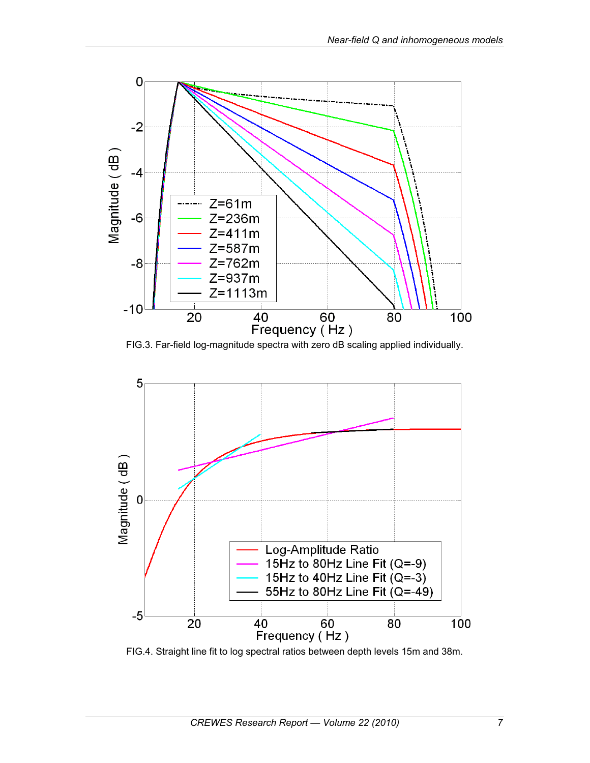FIG.3. Far-field log-magnitude spectra with zero dB scaling applied individually.

FIG.4. Straight line fit to log spectral ratios between depth levels 15m and 38m.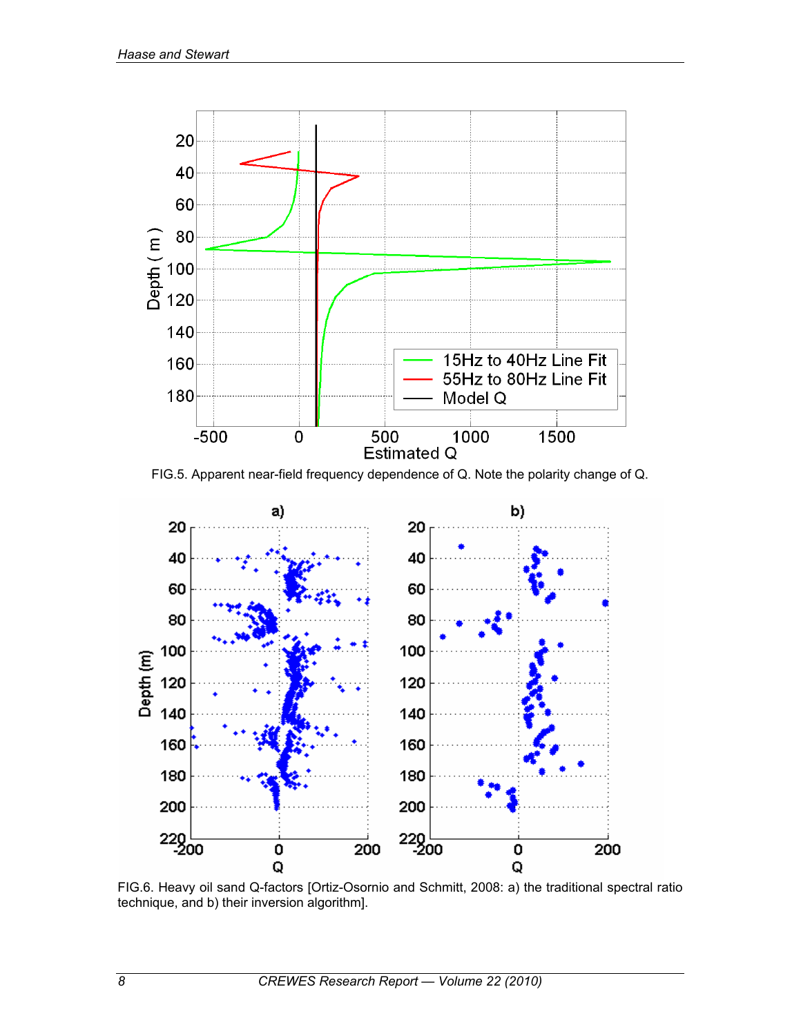FIG.5. Apparent near-field frequency dependence of Q. Note the polarity change of Q.

FIG.6. Heavy oil sand Q-factors [Ortiz-Osornio and Schmitt, 2008: a) the traditional spectral ratio technique, and b) their inversion algorithm].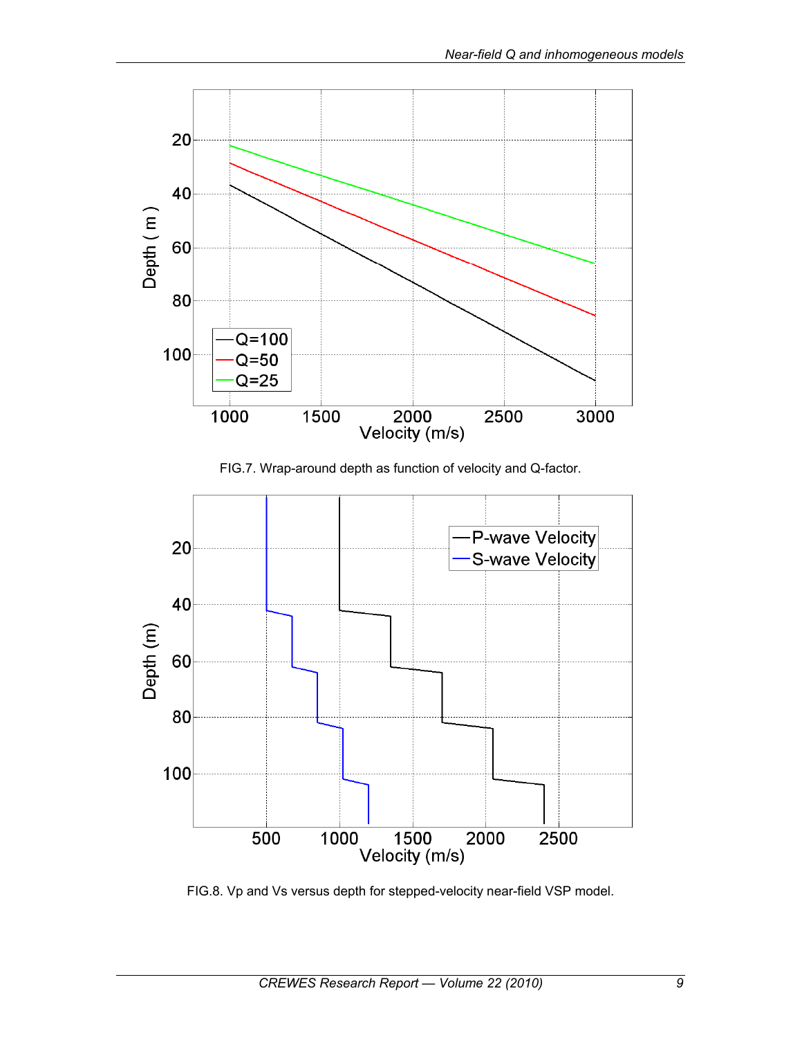FIG.7. Wrap-around depth as function of velocity and Q-factor.

FIG.8. Vp and Vs versus depth for stepped-velocity near-field VSP model.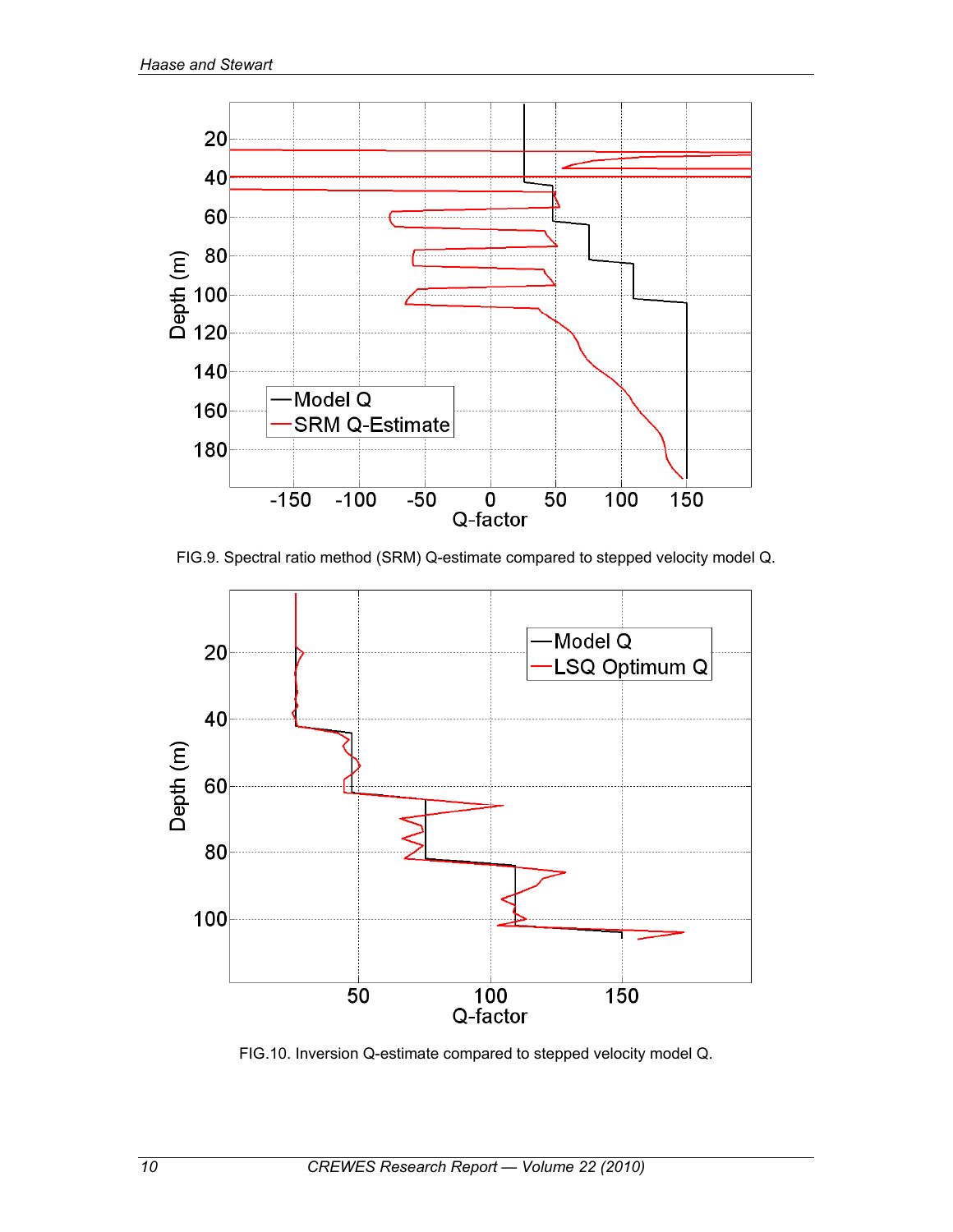FIG.9. Spectral ratio method (SRM) Q-estimate compared to stepped velocity model Q.

FIG.10. Inversion Q-estimate compared to stepped velocity model Q.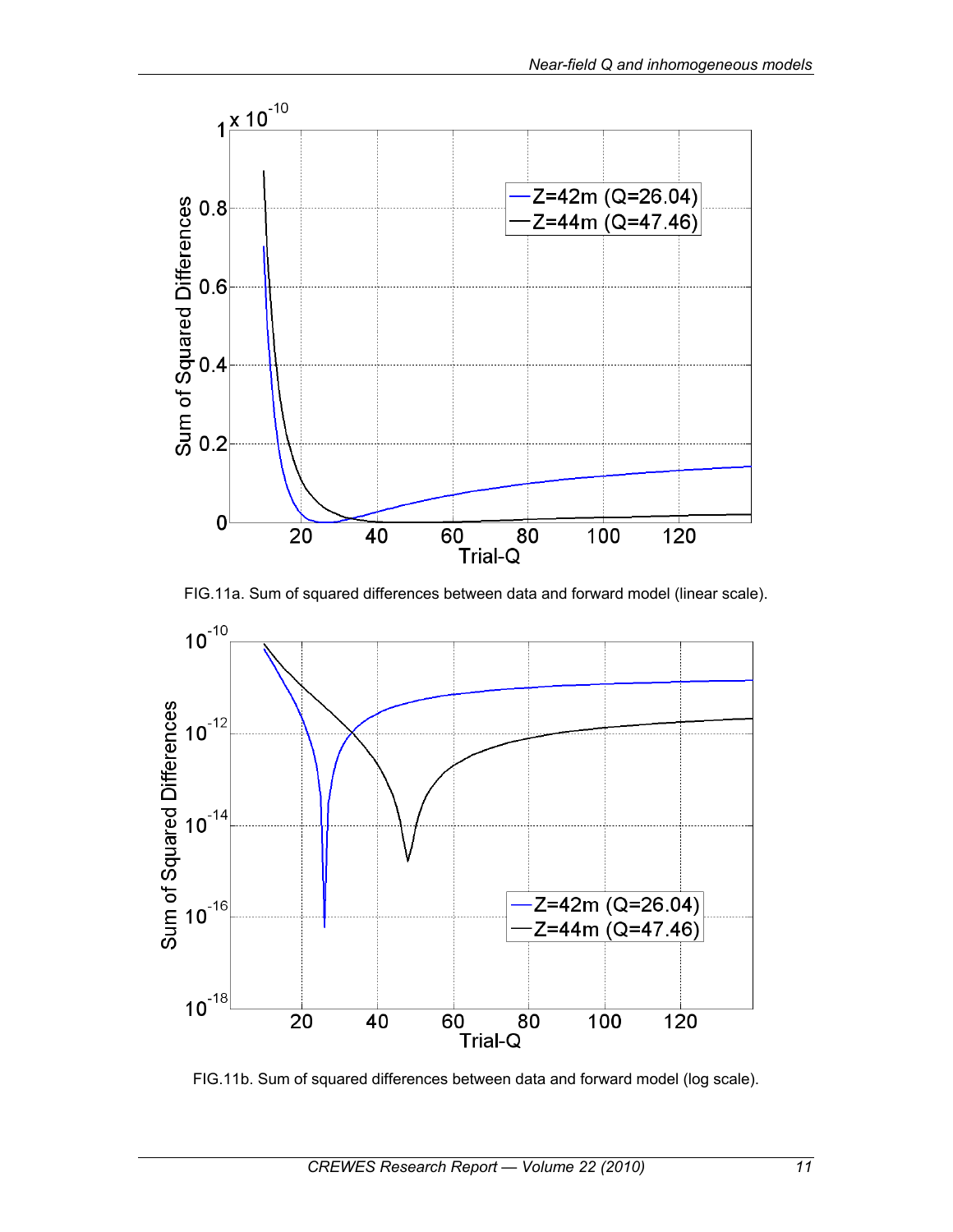FIG.11a. Sum of squared differences between data and forward model (linear scale).

FIG.11b. Sum of squared differences between data and forward model (log scale).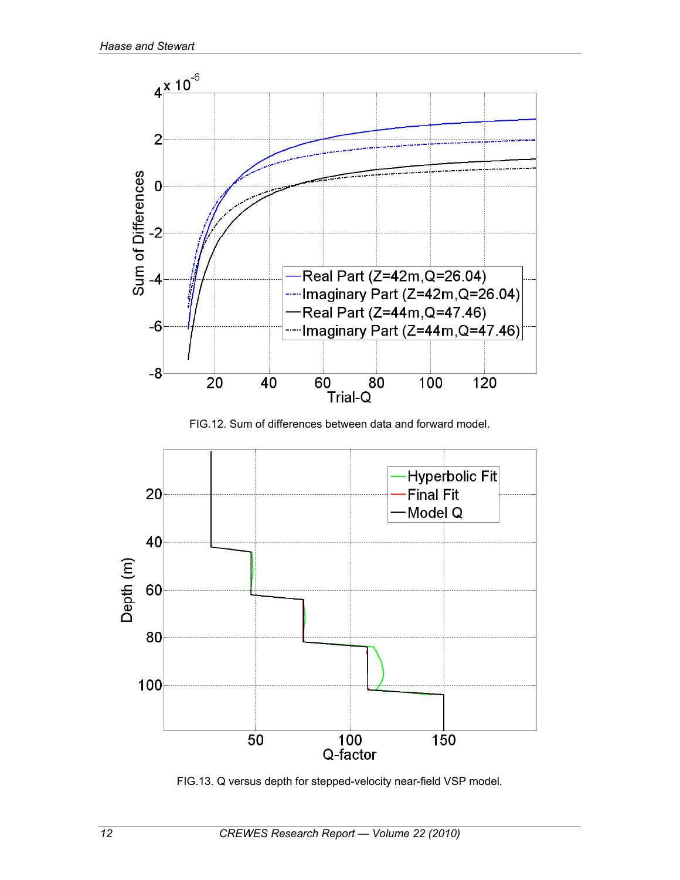4 x $10^{-6}$

2

0

-2

-4

-6

-8

Sum of Differences

20 40 60 80 100 120

Trial-Q

Real Part (Z=42m,Q=26.04)

Imaginary Part (Z=42m,Q=26.04)

Real Part (Z=44m,Q=47.46)

Imaginary Part (Z=44m,Q=47.46)

FIG.12. Sum of differences between data and forward model.

Hyperbolic Fit

Final Fit

Model Q

20

40

60

80

100

Depth (m)

50 100 150

Q-factor

FIG.13. Q versus depth for stepped-velocity near-field VSP model.